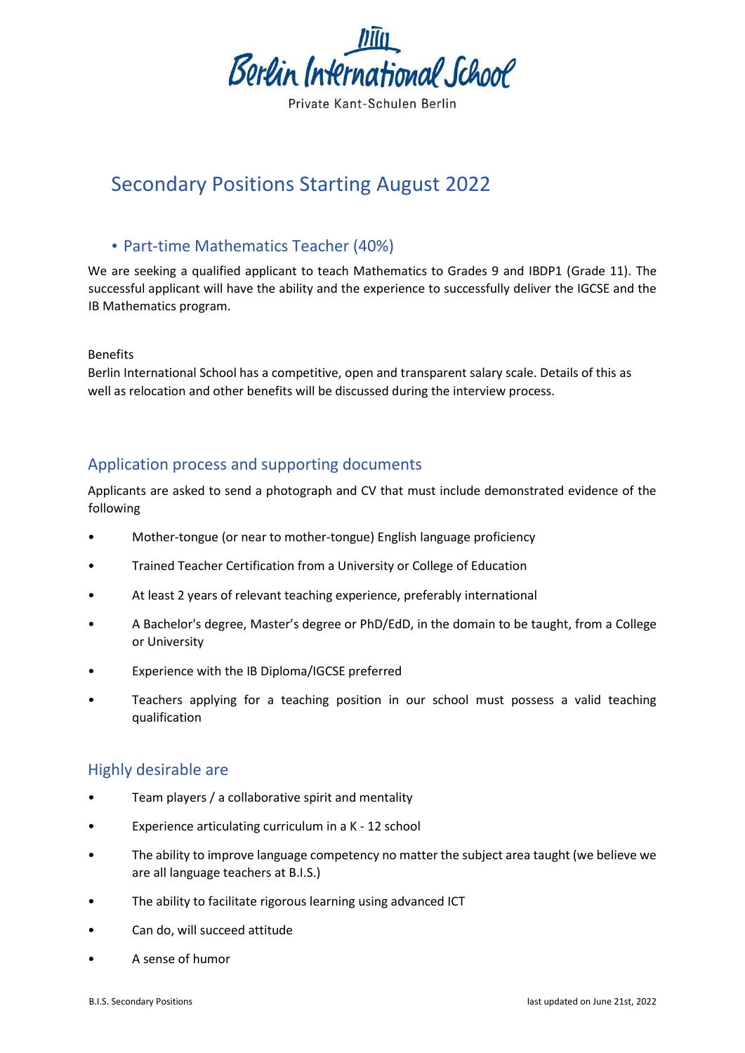Berlin International School

Private Kant-Schulen Berlin

# Secondary Positions Starting August 2022

## • Part-time Mathematics Teacher (40%)

We are seeking a qualified applicant to teach Mathematics to Grades 9 and IBDP1 (Grade 11). The successful applicant will have the ability and the experience to successfully deliver the IGCSE and the IB Mathematics program.

Benefits
Berlin International School has a competitive, open and transparent salary scale. Details of this as well as relocation and other benefits will be discussed during the interview process.

## Application process and supporting documents

Applicants are asked to send a photograph and CV that must include demonstrated evidence of the following

- Mother-tongue (or near to mother-tongue) English language proficiency
- Trained Teacher Certification from a University or College of Education
- At least 2 years of relevant teaching experience, preferably international
- A Bachelor's degree, Master's degree or PhD/EdD, in the domain to be taught, from a College or University
- Experience with the IB Diploma/IGCSE preferred
- Teachers applying for a teaching position in our school must possess a valid teaching qualification

## Highly desirable are

- Team players / a collaborative spirit and mentality
- Experience articulating curriculum in a K - 12 school
- The ability to improve language competency no matter the subject area taught (we believe we are all language teachers at B.I.S.)
- The ability to facilitate rigorous learning using advanced ICT
- Can do, will succeed attitude
- A sense of humor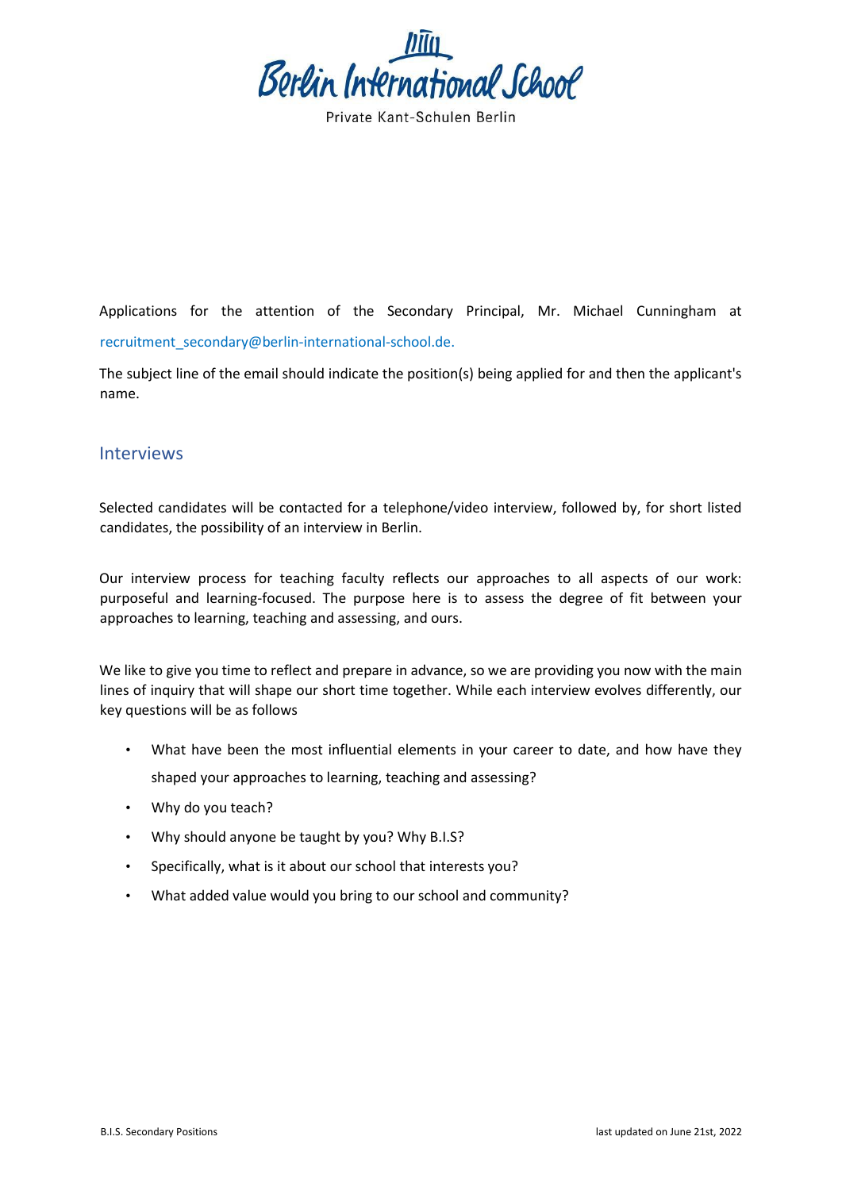Applications for the attention of the Secondary Principal, Mr. Michael Cunningham at recruitment_secondary@berlin-international-school.de.

The subject line of the email should indicate the position(s) being applied for and then the applicant's name.

## Interviews

Selected candidates will be contacted for a telephone/video interview, followed by, for short listed candidates, the possibility of an interview in Berlin.

Our interview process for teaching faculty reflects our approaches to all aspects of our work: purposeful and learning-focused. The purpose here is to assess the degree of fit between your approaches to learning, teaching and assessing, and ours.

We like to give you time to reflect and prepare in advance, so we are providing you now with the main lines of inquiry that will shape our short time together. While each interview evolves differently, our key questions will be as follows

- What have been the most influential elements in your career to date, and how have they shaped your approaches to learning, teaching and assessing?
- Why do you teach?
- Why should anyone be taught by you? Why B.I.S?
- Specifically, what is it about our school that interests you?
- What added value would you bring to our school and community?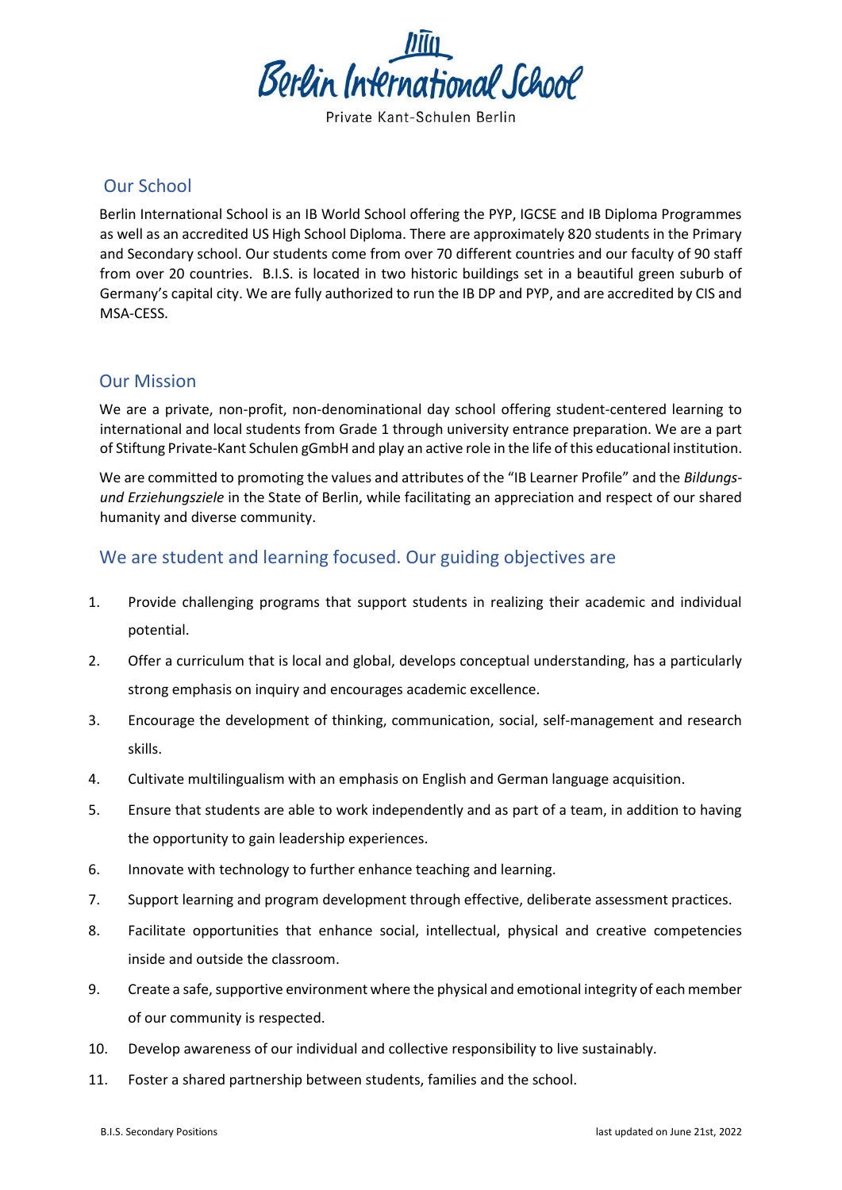Berlin International School

Private Kant-Schulen Berlin

## Our School

Berlin International School is an IB World School offering the PYP, IGCSE and IB Diploma Programmes as well as an accredited US High School Diploma. There are approximately 820 students in the Primary and Secondary school. Our students come from over 70 different countries and our faculty of 90 staff from over 20 countries. B.I.S. is located in two historic buildings set in a beautiful green suburb of Germany's capital city. We are fully authorized to run the IB DP and PYP, and are accredited by CIS and MSA-CESS.

## Our Mission

We are a private, non-profit, non-denominational day school offering student-centered learning to international and local students from Grade 1 through university entrance preparation. We are a part of Stiftung Private-Kant Schulen gGmbH and play an active role in the life of this educational institution.

We are committed to promoting the values and attributes of the "IB Learner Profile" and the *Bildungs- und Erziehungsziele* in the State of Berlin, while facilitating an appreciation and respect of our shared humanity and diverse community.

## We are student and learning focused. Our guiding objectives are

1. Provide challenging programs that support students in realizing their academic and individual potential.
2. Offer a curriculum that is local and global, develops conceptual understanding, has a particularly strong emphasis on inquiry and encourages academic excellence.
3. Encourage the development of thinking, communication, social, self-management and research skills.
4. Cultivate multilingualism with an emphasis on English and German language acquisition.
5. Ensure that students are able to work independently and as part of a team, in addition to having the opportunity to gain leadership experiences.
6. Innovate with technology to further enhance teaching and learning.
7. Support learning and program development through effective, deliberate assessment practices.
8. Facilitate opportunities that enhance social, intellectual, physical and creative competencies inside and outside the classroom.
9. Create a safe, supportive environment where the physical and emotional integrity of each member of our community is respected.
10. Develop awareness of our individual and collective responsibility to live sustainably.
11. Foster a shared partnership between students, families and the school.